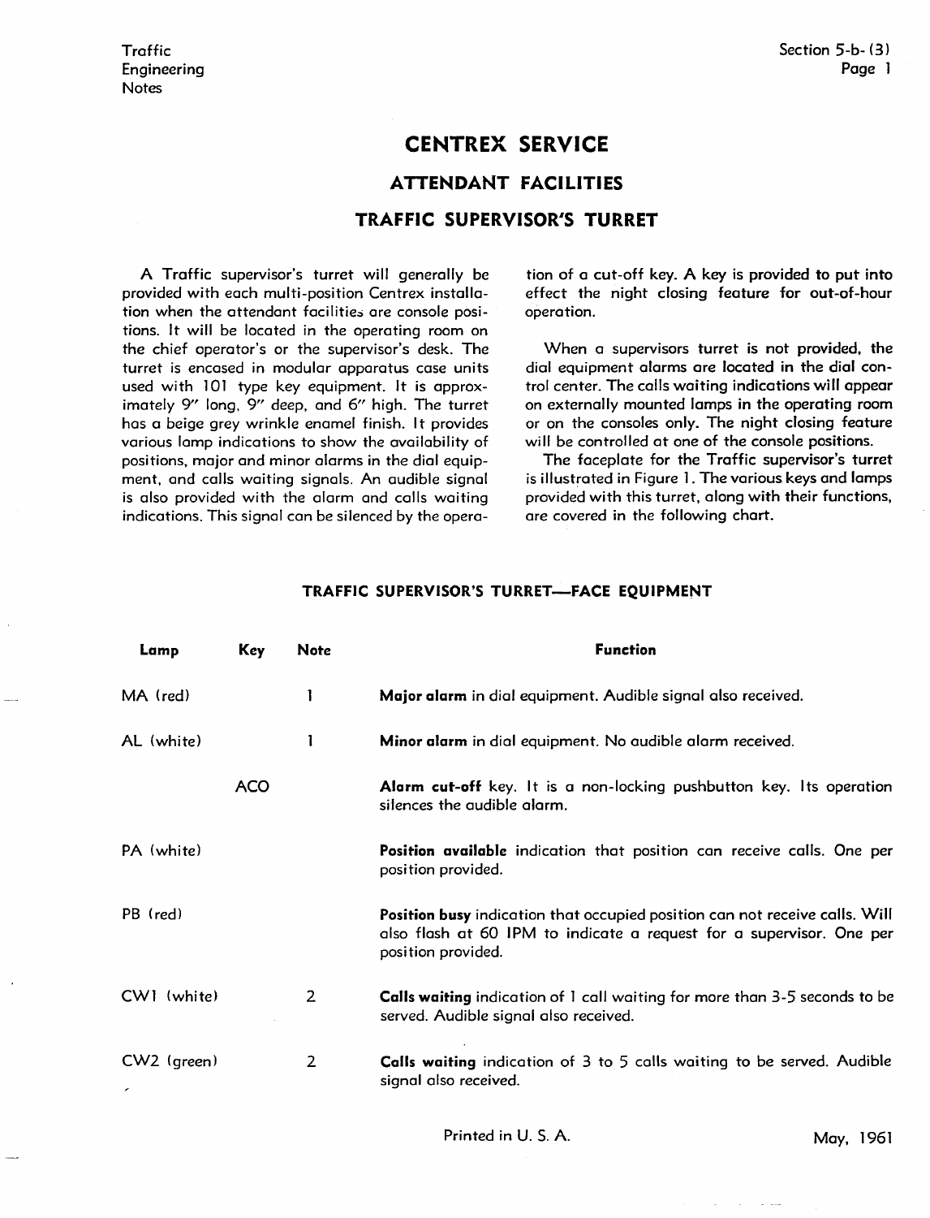# CENTREX SERVICE

## ATTENDANT FACILITIES

## TRAFFIC SUPERVISOR'S TURRET

A Traffic supervisor's turret will generally be provided with each multi-position Centrex installation when the attendant facilities are console positions. It will be located in the operating room on the chief operator's or the supervisor's desk. The turret is encased in modular apparatus case units used with 101 type key equipment. It is approximately 9" long, 9" deep, and 6" high. The turret has a beige grey wrinkle enamel finish. It provides various lamp indications to show the availability of positions, major and minor alarms in the dial equipment, and calls waiting signals. An audible signal is also provided with the alarm and calls waiting indications. This signal can be silenced by the operation of a cut-off key. A key is provided to put into effect the night closing feature for out-of-hour operation.

When a supervisors turret is not provided, the dial equipment alarms are located in the dial control center. The calls waiting indications will appear on externally mounted lamps in the operating room or on the consoles only. The night closing feature will be controlled at one of the console positions.

The faceplate for the Traffic supervisor's turret is illustrated in Figure 1. The various keys and lamps provided with this turret, along with their functions, are covered in the following chart.

### TRAFFIC SUPERVISOR'S TURRET—FACE EQUIPMENT

| Lamp | Key | Note | Function |
|---|---|---|---|
| MA (red) | | 1 | **Major alarm** in dial equipment. Audible signal also received. |
| AL (white) | | 1 | **Minor alarm** in dial equipment. No audible alarm received. |
| | ACO | | **Alarm cut-off** key. It is a non-locking pushbutton key. Its operation silences the audible alarm. |
| PA (white) | | | **Position available** indication that position can receive calls. One per position provided. |
| PB (red) | | | **Position busy** indication that occupied position can not receive calls. Will also flash at 60 IPM to indicate a request for a supervisor. One per position provided. |
| CW1 (white) | | 2 | **Calls waiting** indication of 1 call waiting for more than 3-5 seconds to be served. Audible signal also received. |
| CW2 (green) | | 2 | **Calls waiting** indication of 3 to 5 calls waiting to be served. Audible signal also received. |

Printed in U. S. A.

May, 1961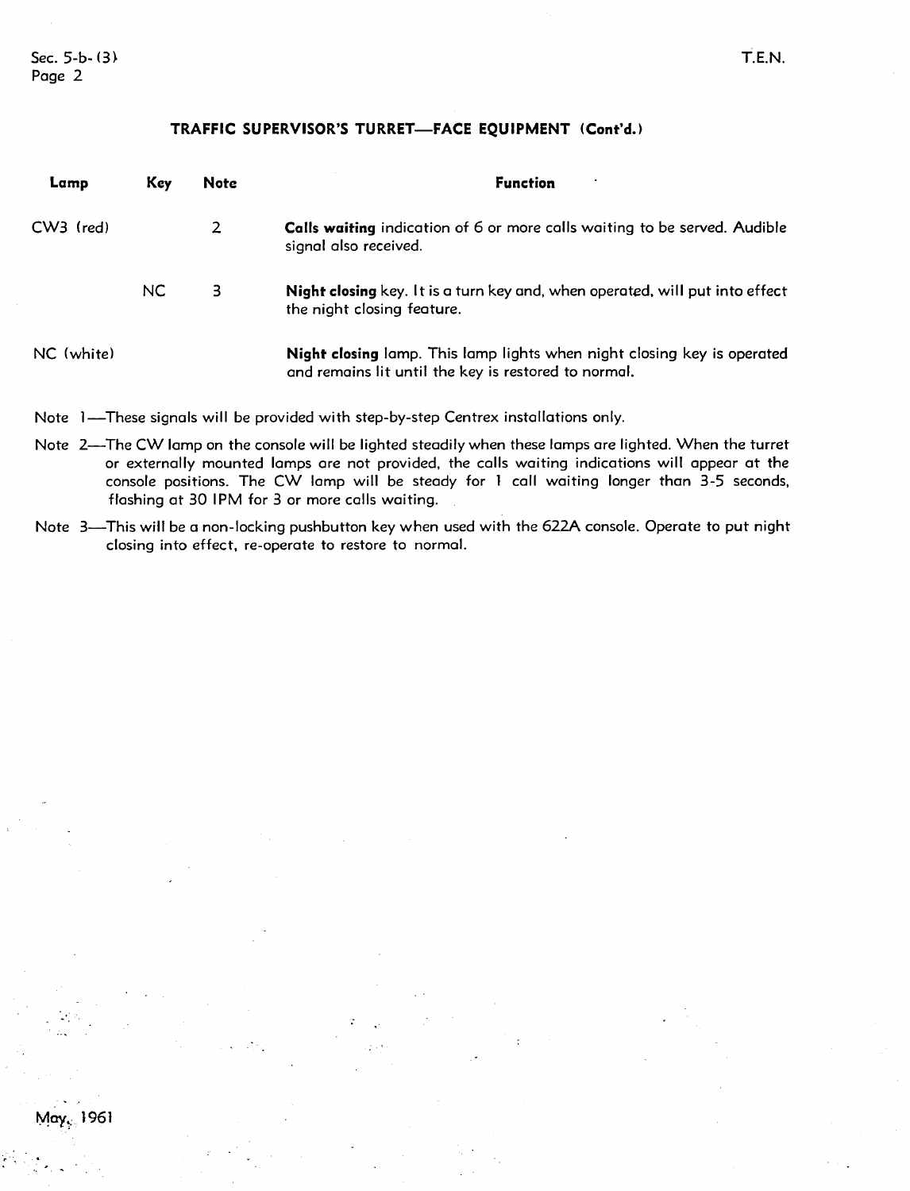### TRAFFIC SUPERVISOR'S TURRET—FACE EQUIPMENT (Cont'd.)

| Lamp | Key | Note | Function |
|---|---|---|---|
| CW3 (red) | | 2 | **Calls waiting** indication of 6 or more calls waiting to be served. Audible signal also received. |
| | NC | 3 | **Night closing** key. It is a turn key and, when operated, will put into effect the night closing feature. |
| NC (white) | | | **Night closing** lamp. This lamp lights when night closing key is operated and remains lit until the key is restored to normal. |

Note 1—These signals will be provided with step-by-step Centrex installations only.

Note 2—The CW lamp on the console will be lighted steadily when these lamps are lighted. When the turret or externally mounted lamps are not provided, the calls waiting indications will appear at the console positions. The CW lamp will be steady for 1 call waiting longer than 3-5 seconds, flashing at 30 IPM for 3 or more calls waiting.

Note 3—This will be a non-locking pushbutton key when used with the 622A console. Operate to put night closing into effect, re-operate to restore to normal.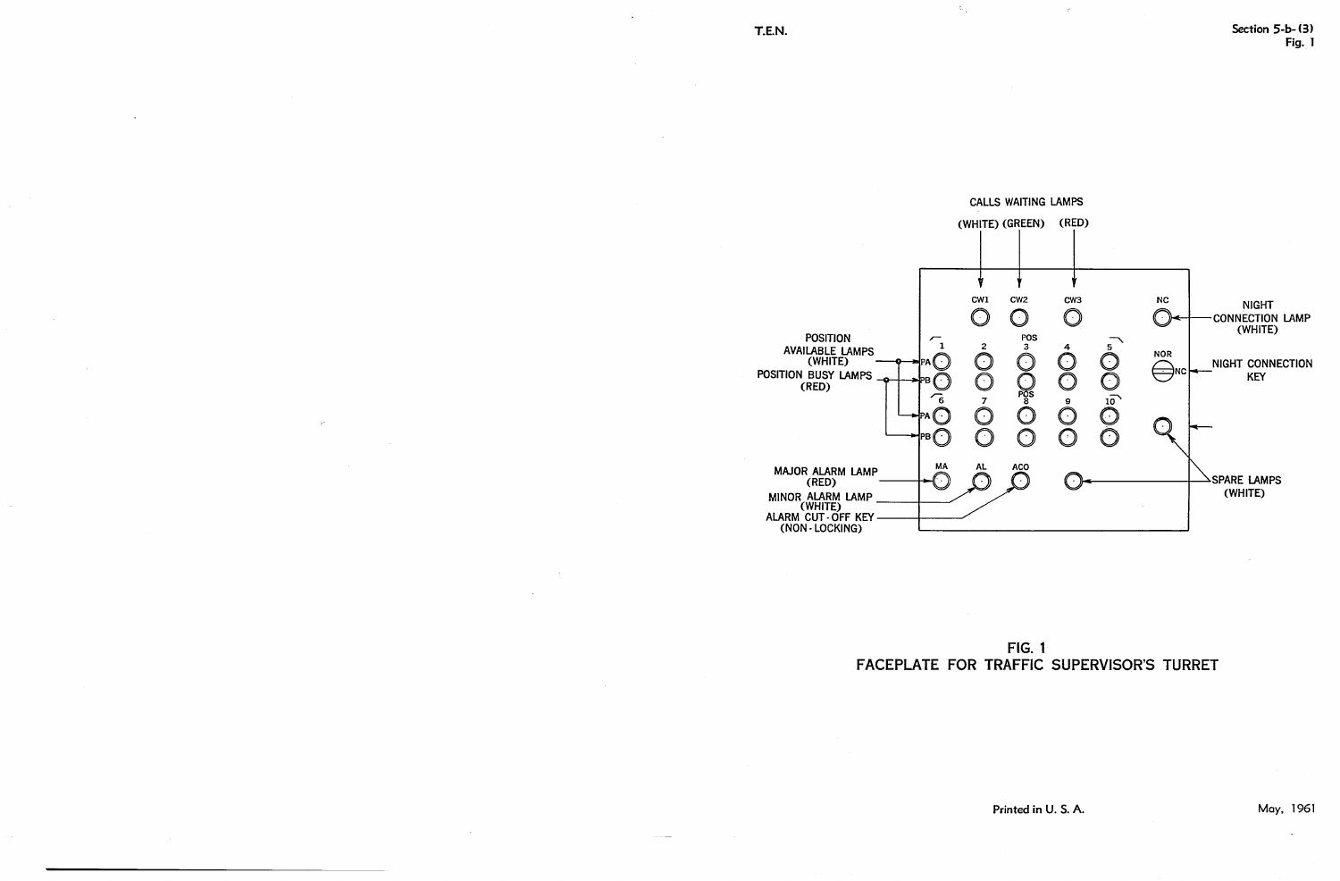CALLS WAITING LAMPS

(WHITE) (GREEN) (RED)

CW1 CW2 CW3

NC

NIGHT CONNECTION LAMP (WHITE)

POSITION AVAILABLE LAMPS (WHITE)

POSITION BUSY LAMPS (RED)

POS

1 2 3 4 5

PA

PB

NOR

NC

NIGHT CONNECTION KEY

POS

6 7 8 9 10

PA

PB

SPARE LAMPS (WHITE)

MAJOR ALARM LAMP (RED)

MINOR ALARM LAMP (WHITE)

ALARM CUT-OFF KEY (NON-LOCKING)

MA AL ACO

FIG. 1
FACEPLATE FOR TRAFFIC SUPERVISOR'S TURRET